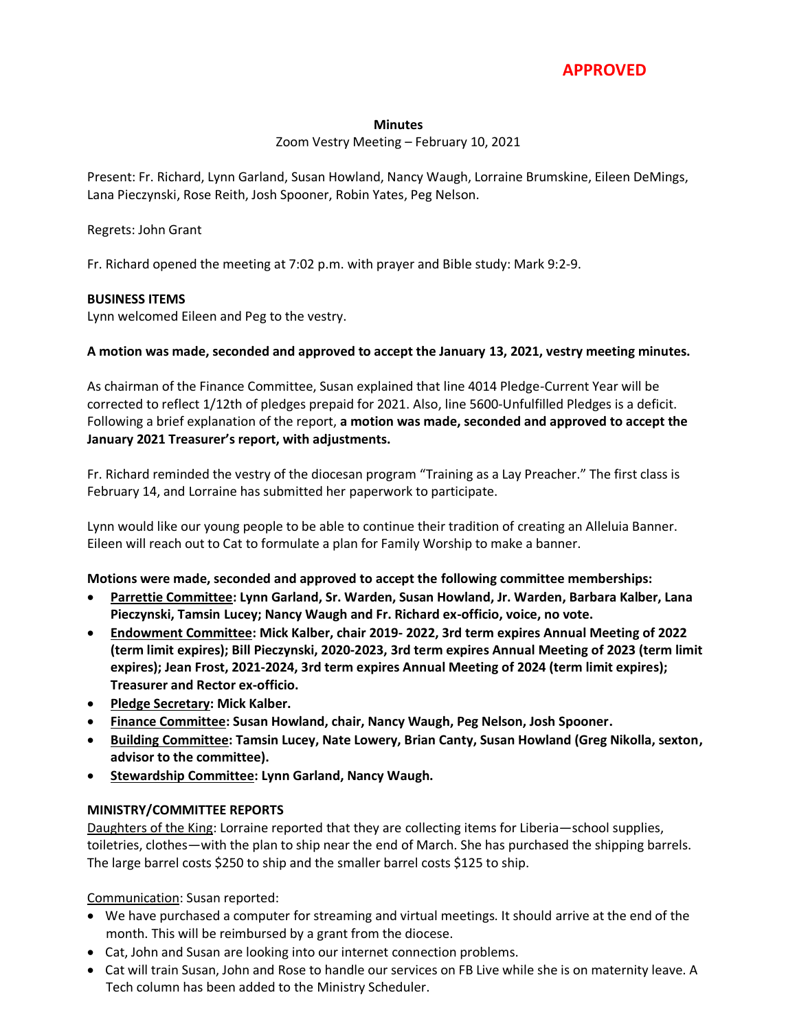**APPROVED**

**Minutes**

Zoom Vestry Meeting – February 10, 2021

Present: Fr. Richard, Lynn Garland, Susan Howland, Nancy Waugh, Lorraine Brumskine, Eileen DeMings, Lana Pieczynski, Rose Reith, Josh Spooner, Robin Yates, Peg Nelson.

Regrets: John Grant

Fr. Richard opened the meeting at 7:02 p.m. with prayer and Bible study: Mark 9:2-9.

**BUSINESS ITEMS**

Lynn welcomed Eileen and Peg to the vestry.

**A motion was made, seconded and approved to accept the January 13, 2021, vestry meeting minutes.**

As chairman of the Finance Committee, Susan explained that line 4014 Pledge-Current Year will be corrected to reflect 1/12th of pledges prepaid for 2021. Also, line 5600-Unfulfilled Pledges is a deficit. Following a brief explanation of the report, **a motion was made, seconded and approved to accept the January 2021 Treasurer's report, with adjustments.**

Fr. Richard reminded the vestry of the diocesan program "Training as a Lay Preacher." The first class is February 14, and Lorraine has submitted her paperwork to participate.

Lynn would like our young people to be able to continue their tradition of creating an Alleluia Banner. Eileen will reach out to Cat to formulate a plan for Family Worship to make a banner.

**Motions were made, seconded and approved to accept the following committee memberships:**

- **<u>Parrettie Committee</u>: Lynn Garland, Sr. Warden, Susan Howland, Jr. Warden, Barbara Kalber, Lana Pieczynski, Tamsin Lucey; Nancy Waugh and Fr. Richard ex-officio, voice, no vote.**
- **<u>Endowment Committee</u>: Mick Kalber, chair 2019- 2022, 3rd term expires Annual Meeting of 2022 (term limit expires); Bill Pieczynski, 2020-2023, 3rd term expires Annual Meeting of 2023 (term limit expires); Jean Frost, 2021-2024, 3rd term expires Annual Meeting of 2024 (term limit expires); Treasurer and Rector ex-officio.**
- **<u>Pledge Secretary</u>: Mick Kalber.**
- **<u>Finance Committee</u>: Susan Howland, chair, Nancy Waugh, Peg Nelson, Josh Spooner.**
- **<u>Building Committee</u>: Tamsin Lucey, Nate Lowery, Brian Canty, Susan Howland (Greg Nikolla, sexton, advisor to the committee).**
- **<u>Stewardship Committee</u>: Lynn Garland, Nancy Waugh.**

**MINISTRY/COMMITTEE REPORTS**

<u>Daughters of the King</u>: Lorraine reported that they are collecting items for Liberia—school supplies, toiletries, clothes—with the plan to ship near the end of March. She has purchased the shipping barrels. The large barrel costs $250 to ship and the smaller barrel costs $125 to ship.

<u>Communication</u>: Susan reported:

- We have purchased a computer for streaming and virtual meetings. It should arrive at the end of the month. This will be reimbursed by a grant from the diocese.
- Cat, John and Susan are looking into our internet connection problems.
- Cat will train Susan, John and Rose to handle our services on FB Live while she is on maternity leave. A Tech column has been added to the Ministry Scheduler.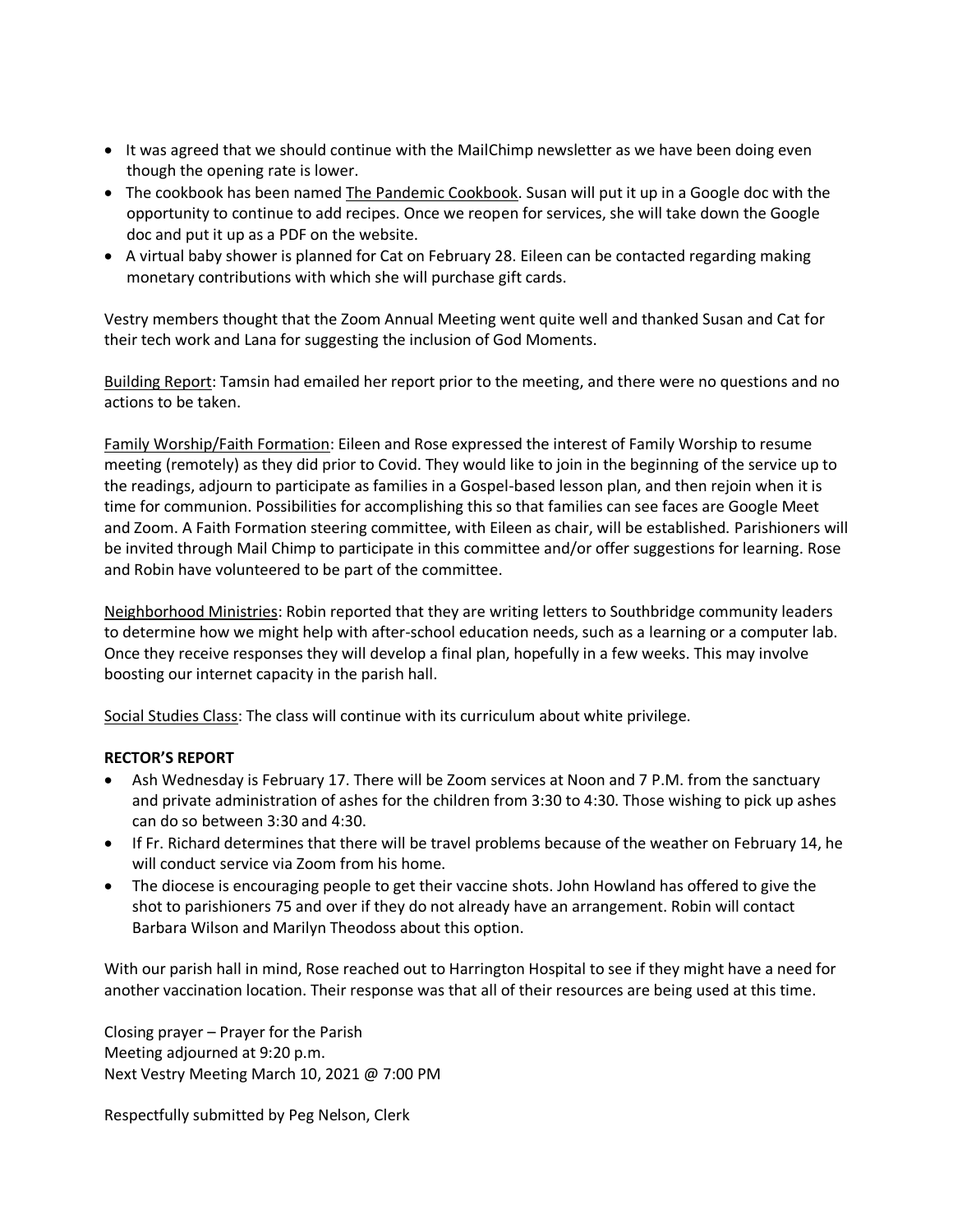- It was agreed that we should continue with the MailChimp newsletter as we have been doing even though the opening rate is lower.
- The cookbook has been named The Pandemic Cookbook. Susan will put it up in a Google doc with the opportunity to continue to add recipes. Once we reopen for services, she will take down the Google doc and put it up as a PDF on the website.
- A virtual baby shower is planned for Cat on February 28. Eileen can be contacted regarding making monetary contributions with which she will purchase gift cards.

Vestry members thought that the Zoom Annual Meeting went quite well and thanked Susan and Cat for their tech work and Lana for suggesting the inclusion of God Moments.

Building Report: Tamsin had emailed her report prior to the meeting, and there were no questions and no actions to be taken.

Family Worship/Faith Formation: Eileen and Rose expressed the interest of Family Worship to resume meeting (remotely) as they did prior to Covid. They would like to join in the beginning of the service up to the readings, adjourn to participate as families in a Gospel-based lesson plan, and then rejoin when it is time for communion. Possibilities for accomplishing this so that families can see faces are Google Meet and Zoom. A Faith Formation steering committee, with Eileen as chair, will be established. Parishioners will be invited through Mail Chimp to participate in this committee and/or offer suggestions for learning. Rose and Robin have volunteered to be part of the committee.

Neighborhood Ministries: Robin reported that they are writing letters to Southbridge community leaders to determine how we might help with after-school education needs, such as a learning or a computer lab. Once they receive responses they will develop a final plan, hopefully in a few weeks. This may involve boosting our internet capacity in the parish hall.

Social Studies Class: The class will continue with its curriculum about white privilege.

**RECTOR'S REPORT**

- Ash Wednesday is February 17. There will be Zoom services at Noon and 7 P.M. from the sanctuary and private administration of ashes for the children from 3:30 to 4:30. Those wishing to pick up ashes can do so between 3:30 and 4:30.
- If Fr. Richard determines that there will be travel problems because of the weather on February 14, he will conduct service via Zoom from his home.
- The diocese is encouraging people to get their vaccine shots. John Howland has offered to give the shot to parishioners 75 and over if they do not already have an arrangement. Robin will contact Barbara Wilson and Marilyn Theodoss about this option.

With our parish hall in mind, Rose reached out to Harrington Hospital to see if they might have a need for another vaccination location. Their response was that all of their resources are being used at this time.

Closing prayer – Prayer for the Parish
Meeting adjourned at 9:20 p.m.
Next Vestry Meeting March 10, 2021 @ 7:00 PM

Respectfully submitted by Peg Nelson, Clerk